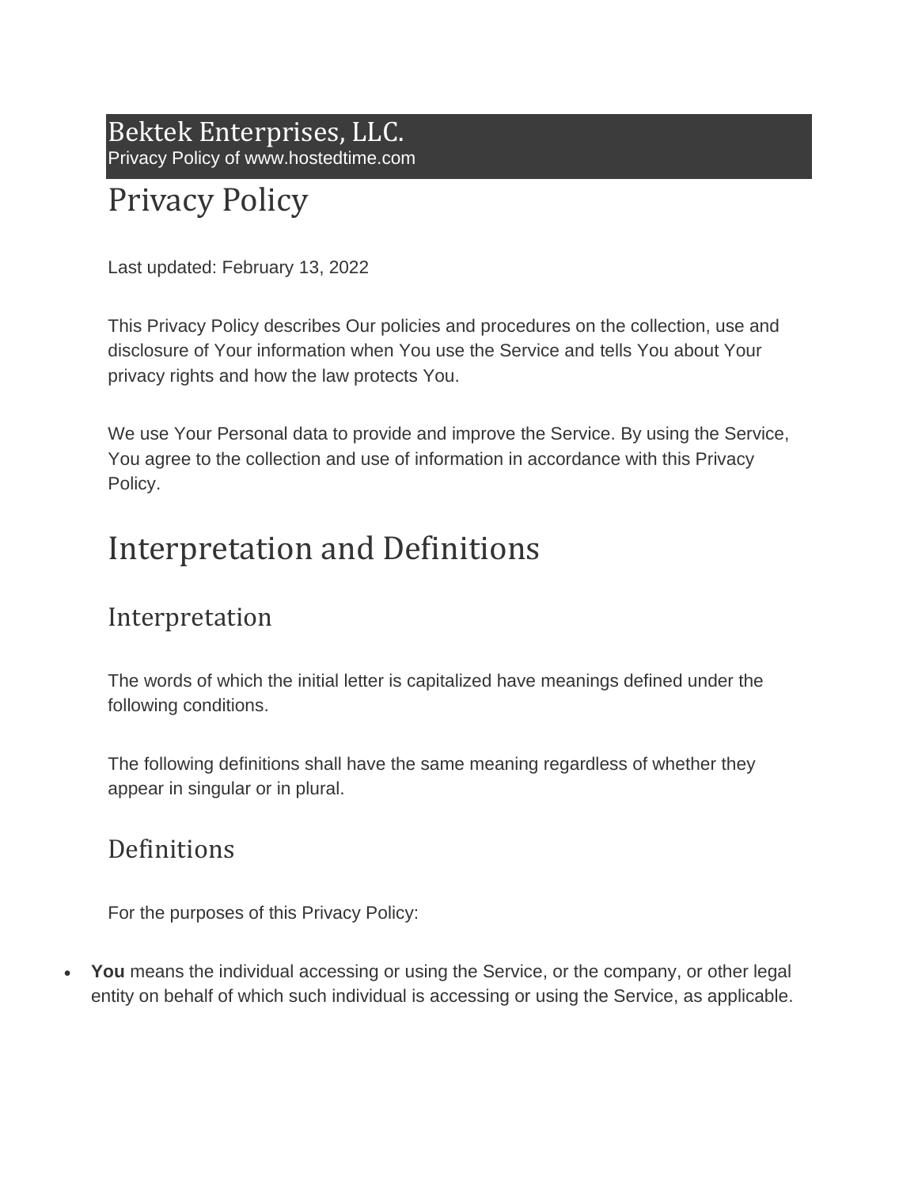Bektek Enterprises, LLC.
Privacy Policy of www.hostedtime.com

# Privacy Policy

Last updated: February 13, 2022

This Privacy Policy describes Our policies and procedures on the collection, use and disclosure of Your information when You use the Service and tells You about Your privacy rights and how the law protects You.

We use Your Personal data to provide and improve the Service. By using the Service, You agree to the collection and use of information in accordance with this Privacy Policy.

# Interpretation and Definitions

## Interpretation

The words of which the initial letter is capitalized have meanings defined under the following conditions.

The following definitions shall have the same meaning regardless of whether they appear in singular or in plural.

## Definitions

For the purposes of this Privacy Policy:

- **You** means the individual accessing or using the Service, or the company, or other legal entity on behalf of which such individual is accessing or using the Service, as applicable.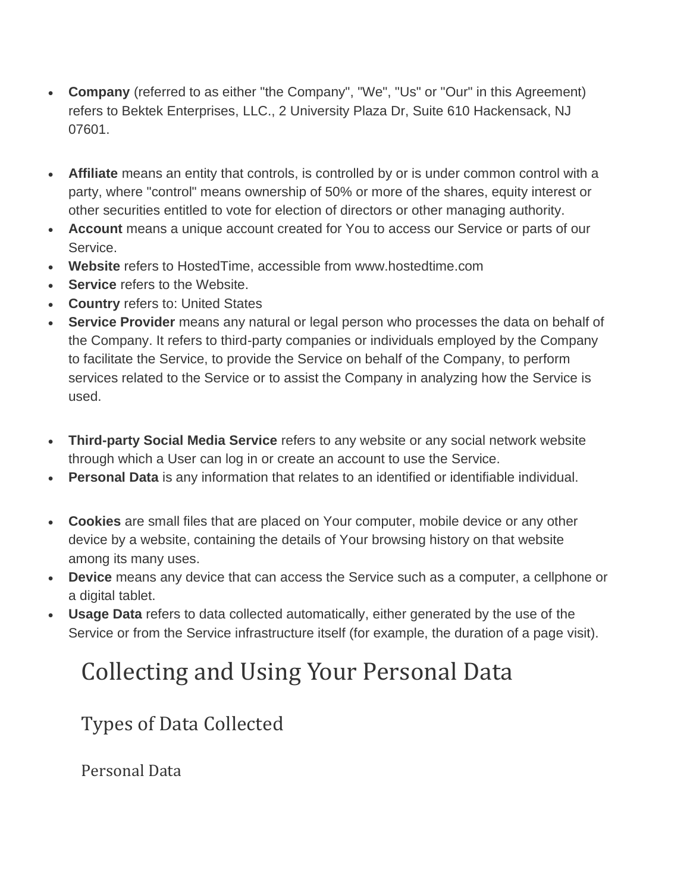- **Company** (referred to as either "the Company", "We", "Us" or "Our" in this Agreement) refers to Bektek Enterprises, LLC., 2 University Plaza Dr, Suite 610 Hackensack, NJ 07601.

- **Affiliate** means an entity that controls, is controlled by or is under common control with a party, where "control" means ownership of 50% or more of the shares, equity interest or other securities entitled to vote for election of directors or other managing authority.
- **Account** means a unique account created for You to access our Service or parts of our Service.
- **Website** refers to HostedTime, accessible from www.hostedtime.com
- **Service** refers to the Website.
- **Country** refers to: United States
- **Service Provider** means any natural or legal person who processes the data on behalf of the Company. It refers to third-party companies or individuals employed by the Company to facilitate the Service, to provide the Service on behalf of the Company, to perform services related to the Service or to assist the Company in analyzing how the Service is used.

- **Third-party Social Media Service** refers to any website or any social network website through which a User can log in or create an account to use the Service.
- **Personal Data** is any information that relates to an identified or identifiable individual.

- **Cookies** are small files that are placed on Your computer, mobile device or any other device by a website, containing the details of Your browsing history on that website among its many uses.
- **Device** means any device that can access the Service such as a computer, a cellphone or a digital tablet.
- **Usage Data** refers to data collected automatically, either generated by the use of the Service or from the Service infrastructure itself (for example, the duration of a page visit).

# Collecting and Using Your Personal Data

## Types of Data Collected

### Personal Data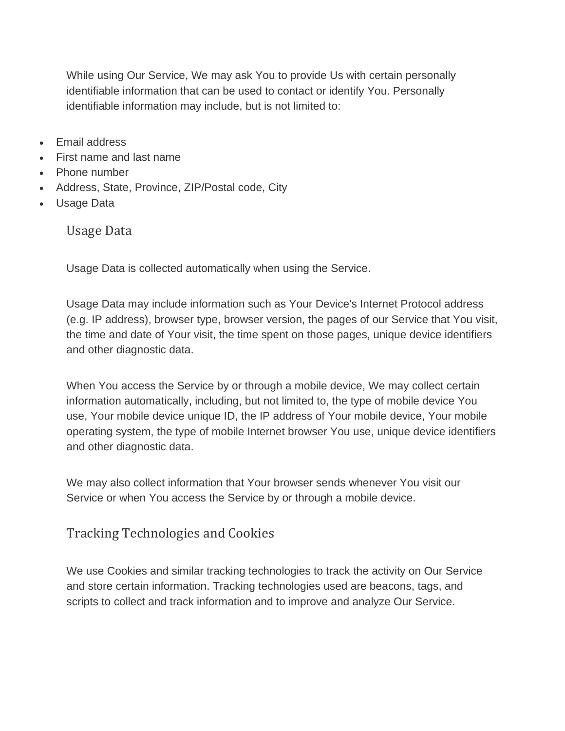While using Our Service, We may ask You to provide Us with certain personally identifiable information that can be used to contact or identify You. Personally identifiable information may include, but is not limited to:

- Email address
- First name and last name
- Phone number
- Address, State, Province, ZIP/Postal code, City
- Usage Data

### Usage Data

Usage Data is collected automatically when using the Service.

Usage Data may include information such as Your Device's Internet Protocol address (e.g. IP address), browser type, browser version, the pages of our Service that You visit, the time and date of Your visit, the time spent on those pages, unique device identifiers and other diagnostic data.

When You access the Service by or through a mobile device, We may collect certain information automatically, including, but not limited to, the type of mobile device You use, Your mobile device unique ID, the IP address of Your mobile device, Your mobile operating system, the type of mobile Internet browser You use, unique device identifiers and other diagnostic data.

We may also collect information that Your browser sends whenever You visit our Service or when You access the Service by or through a mobile device.

### Tracking Technologies and Cookies

We use Cookies and similar tracking technologies to track the activity on Our Service and store certain information. Tracking technologies used are beacons, tags, and scripts to collect and track information and to improve and analyze Our Service.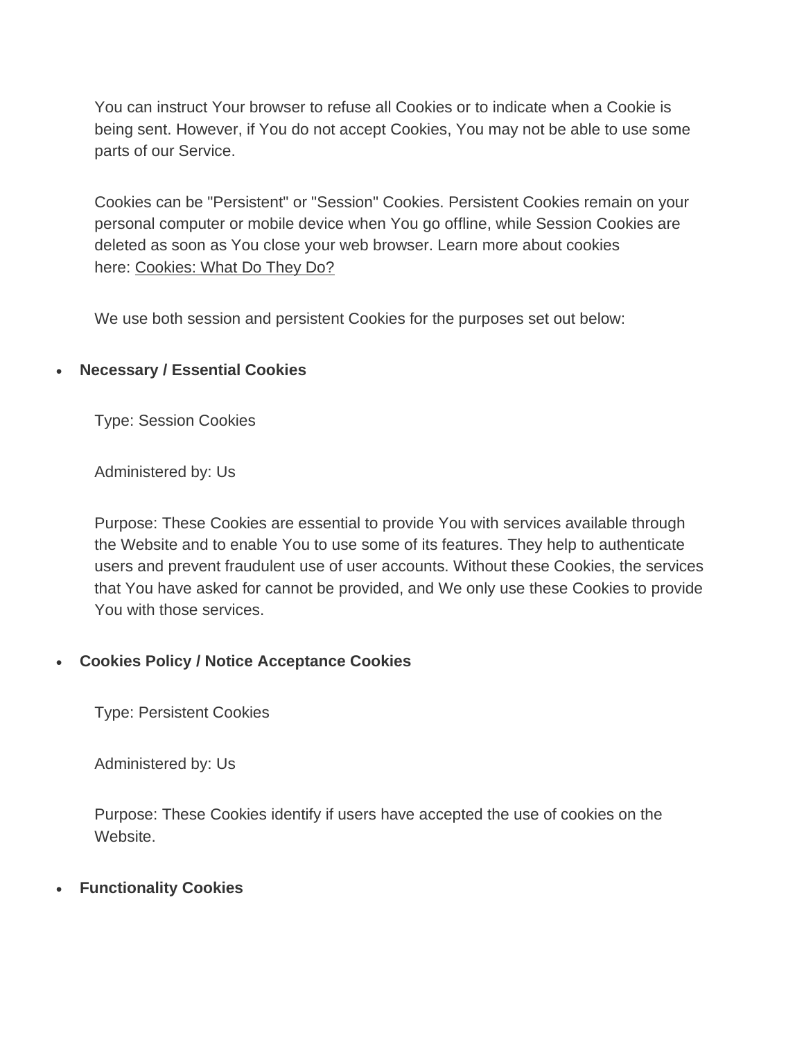You can instruct Your browser to refuse all Cookies or to indicate when a Cookie is being sent. However, if You do not accept Cookies, You may not be able to use some parts of our Service.

Cookies can be "Persistent" or "Session" Cookies. Persistent Cookies remain on your personal computer or mobile device when You go offline, while Session Cookies are deleted as soon as You close your web browser. Learn more about cookies here: Cookies: What Do They Do?

We use both session and persistent Cookies for the purposes set out below:

- **Necessary / Essential Cookies**

  Type: Session Cookies

  Administered by: Us

  Purpose: These Cookies are essential to provide You with services available through the Website and to enable You to use some of its features. They help to authenticate users and prevent fraudulent use of user accounts. Without these Cookies, the services that You have asked for cannot be provided, and We only use these Cookies to provide You with those services.

- **Cookies Policy / Notice Acceptance Cookies**

  Type: Persistent Cookies

  Administered by: Us

  Purpose: These Cookies identify if users have accepted the use of cookies on the Website.

- **Functionality Cookies**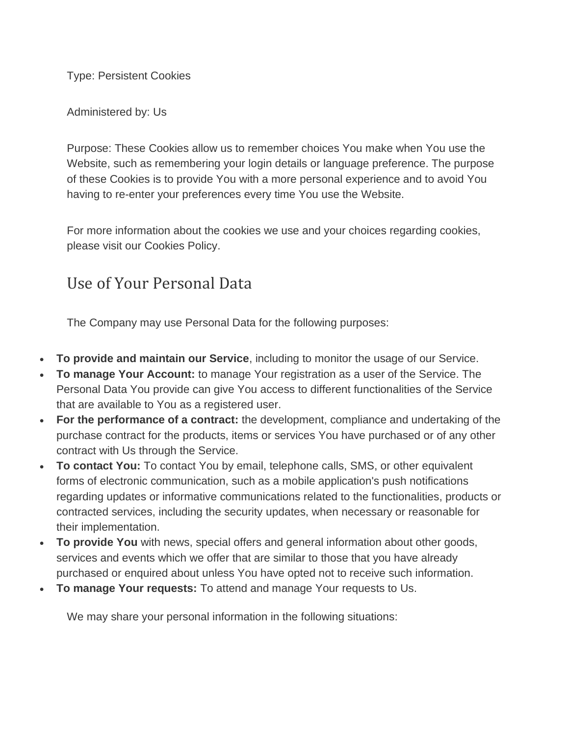Type: Persistent Cookies

Administered by: Us

Purpose: These Cookies allow us to remember choices You make when You use the Website, such as remembering your login details or language preference. The purpose of these Cookies is to provide You with a more personal experience and to avoid You having to re-enter your preferences every time You use the Website.

For more information about the cookies we use and your choices regarding cookies, please visit our Cookies Policy.

## Use of Your Personal Data

The Company may use Personal Data for the following purposes:

- **To provide and maintain our Service**, including to monitor the usage of our Service.
- **To manage Your Account:** to manage Your registration as a user of the Service. The Personal Data You provide can give You access to different functionalities of the Service that are available to You as a registered user.
- **For the performance of a contract:** the development, compliance and undertaking of the purchase contract for the products, items or services You have purchased or of any other contract with Us through the Service.
- **To contact You:** To contact You by email, telephone calls, SMS, or other equivalent forms of electronic communication, such as a mobile application's push notifications regarding updates or informative communications related to the functionalities, products or contracted services, including the security updates, when necessary or reasonable for their implementation.
- **To provide You** with news, special offers and general information about other goods, services and events which we offer that are similar to those that you have already purchased or enquired about unless You have opted not to receive such information.
- **To manage Your requests:** To attend and manage Your requests to Us.

We may share your personal information in the following situations: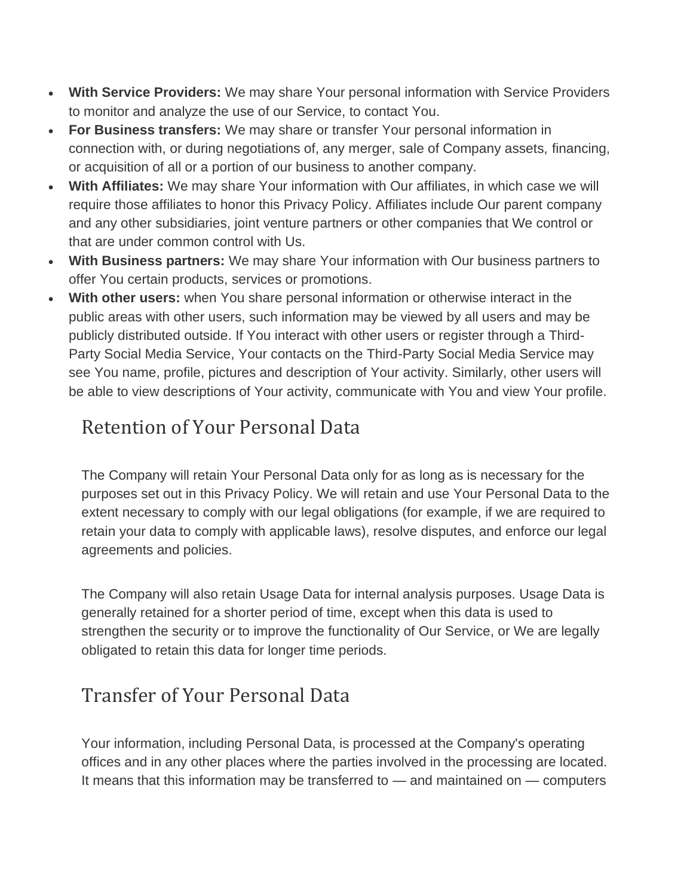- **With Service Providers:** We may share Your personal information with Service Providers to monitor and analyze the use of our Service, to contact You.
- **For Business transfers:** We may share or transfer Your personal information in connection with, or during negotiations of, any merger, sale of Company assets, financing, or acquisition of all or a portion of our business to another company.
- **With Affiliates:** We may share Your information with Our affiliates, in which case we will require those affiliates to honor this Privacy Policy. Affiliates include Our parent company and any other subsidiaries, joint venture partners or other companies that We control or that are under common control with Us.
- **With Business partners:** We may share Your information with Our business partners to offer You certain products, services or promotions.
- **With other users:** when You share personal information or otherwise interact in the public areas with other users, such information may be viewed by all users and may be publicly distributed outside. If You interact with other users or register through a Third-Party Social Media Service, Your contacts on the Third-Party Social Media Service may see You name, profile, pictures and description of Your activity. Similarly, other users will be able to view descriptions of Your activity, communicate with You and view Your profile.

## Retention of Your Personal Data

The Company will retain Your Personal Data only for as long as is necessary for the purposes set out in this Privacy Policy. We will retain and use Your Personal Data to the extent necessary to comply with our legal obligations (for example, if we are required to retain your data to comply with applicable laws), resolve disputes, and enforce our legal agreements and policies.

The Company will also retain Usage Data for internal analysis purposes. Usage Data is generally retained for a shorter period of time, except when this data is used to strengthen the security or to improve the functionality of Our Service, or We are legally obligated to retain this data for longer time periods.

## Transfer of Your Personal Data

Your information, including Personal Data, is processed at the Company's operating offices and in any other places where the parties involved in the processing are located. It means that this information may be transferred to — and maintained on — computers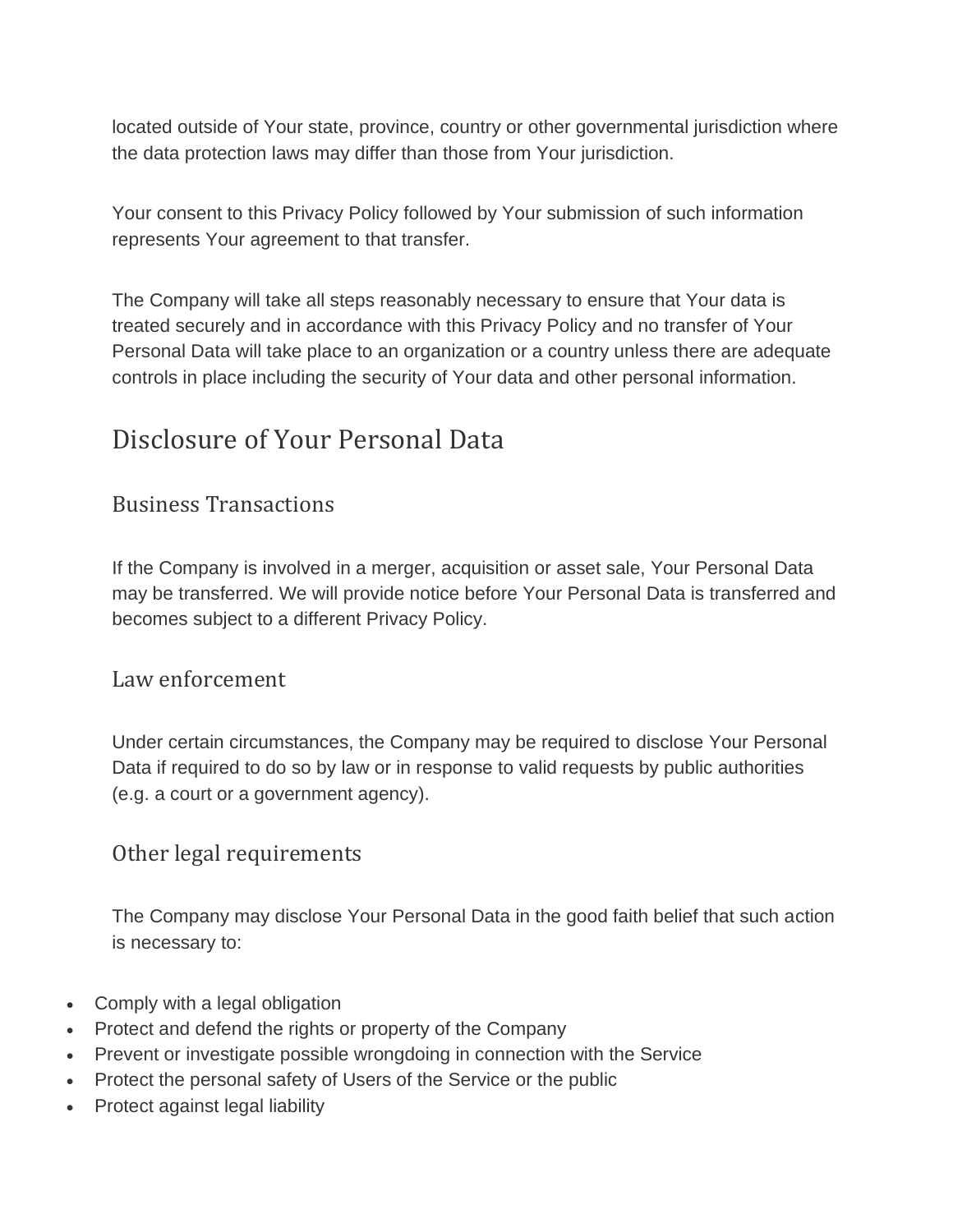located outside of Your state, province, country or other governmental jurisdiction where the data protection laws may differ than those from Your jurisdiction.

Your consent to this Privacy Policy followed by Your submission of such information represents Your agreement to that transfer.

The Company will take all steps reasonably necessary to ensure that Your data is treated securely and in accordance with this Privacy Policy and no transfer of Your Personal Data will take place to an organization or a country unless there are adequate controls in place including the security of Your data and other personal information.

## Disclosure of Your Personal Data

### Business Transactions

If the Company is involved in a merger, acquisition or asset sale, Your Personal Data may be transferred. We will provide notice before Your Personal Data is transferred and becomes subject to a different Privacy Policy.

### Law enforcement

Under certain circumstances, the Company may be required to disclose Your Personal Data if required to do so by law or in response to valid requests by public authorities (e.g. a court or a government agency).

### Other legal requirements

The Company may disclose Your Personal Data in the good faith belief that such action is necessary to:

- Comply with a legal obligation
- Protect and defend the rights or property of the Company
- Prevent or investigate possible wrongdoing in connection with the Service
- Protect the personal safety of Users of the Service or the public
- Protect against legal liability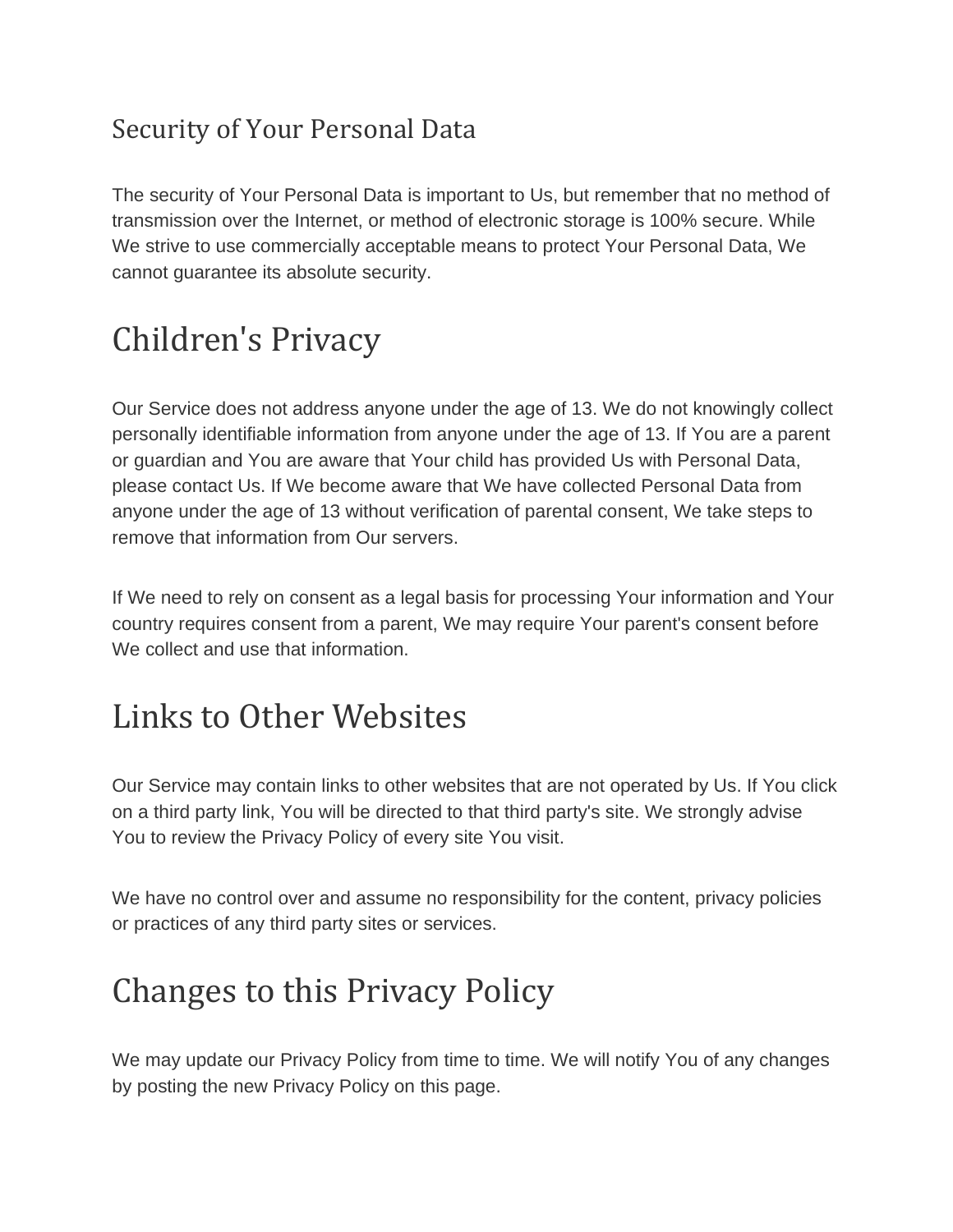### Security of Your Personal Data

The security of Your Personal Data is important to Us, but remember that no method of transmission over the Internet, or method of electronic storage is 100% secure. While We strive to use commercially acceptable means to protect Your Personal Data, We cannot guarantee its absolute security.

## Children's Privacy

Our Service does not address anyone under the age of 13. We do not knowingly collect personally identifiable information from anyone under the age of 13. If You are a parent or guardian and You are aware that Your child has provided Us with Personal Data, please contact Us. If We become aware that We have collected Personal Data from anyone under the age of 13 without verification of parental consent, We take steps to remove that information from Our servers.

If We need to rely on consent as a legal basis for processing Your information and Your country requires consent from a parent, We may require Your parent's consent before We collect and use that information.

## Links to Other Websites

Our Service may contain links to other websites that are not operated by Us. If You click on a third party link, You will be directed to that third party's site. We strongly advise You to review the Privacy Policy of every site You visit.

We have no control over and assume no responsibility for the content, privacy policies or practices of any third party sites or services.

## Changes to this Privacy Policy

We may update our Privacy Policy from time to time. We will notify You of any changes by posting the new Privacy Policy on this page.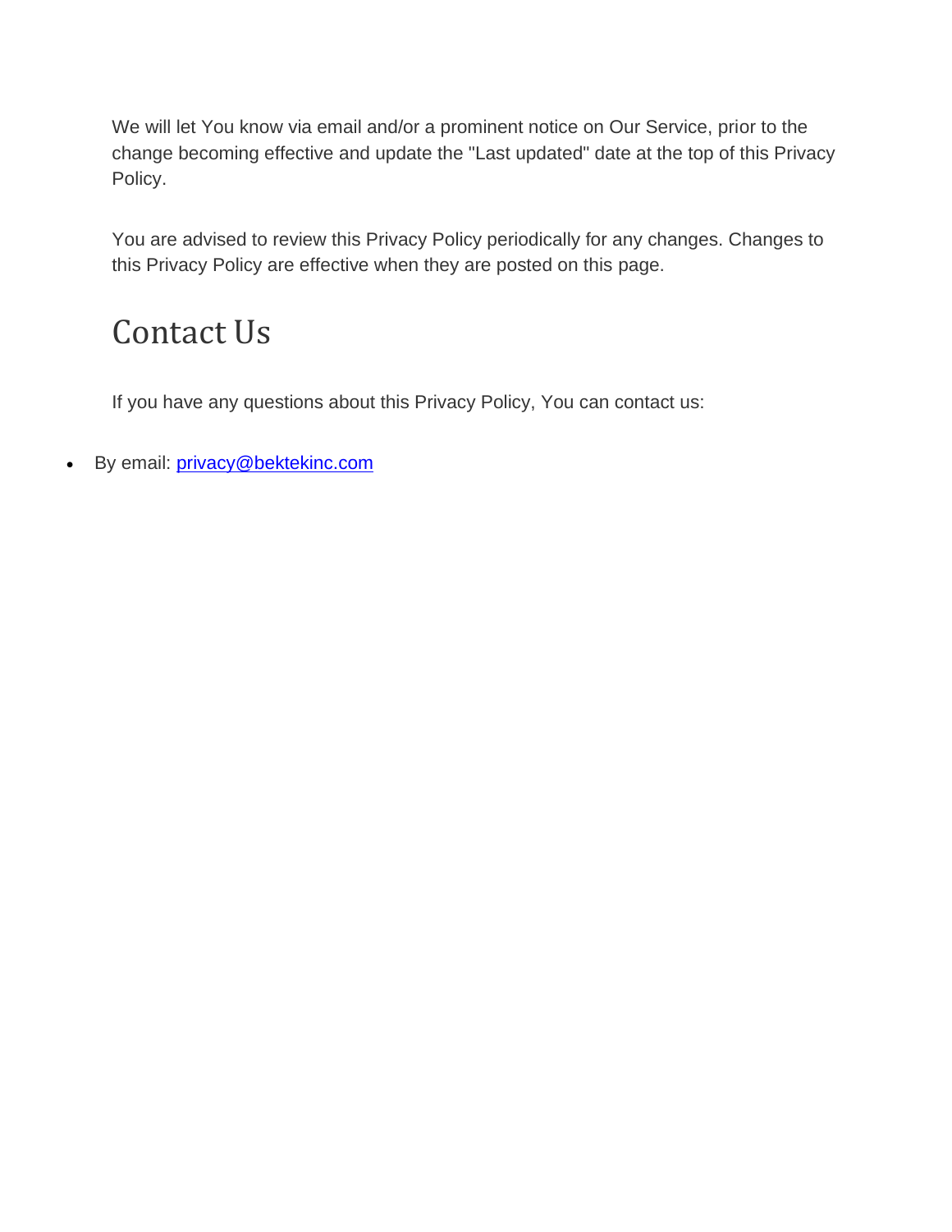We will let You know via email and/or a prominent notice on Our Service, prior to the change becoming effective and update the "Last updated" date at the top of this Privacy Policy.

You are advised to review this Privacy Policy periodically for any changes. Changes to this Privacy Policy are effective when they are posted on this page.

## Contact Us

If you have any questions about this Privacy Policy, You can contact us:

- By email: privacy@bektekinc.com